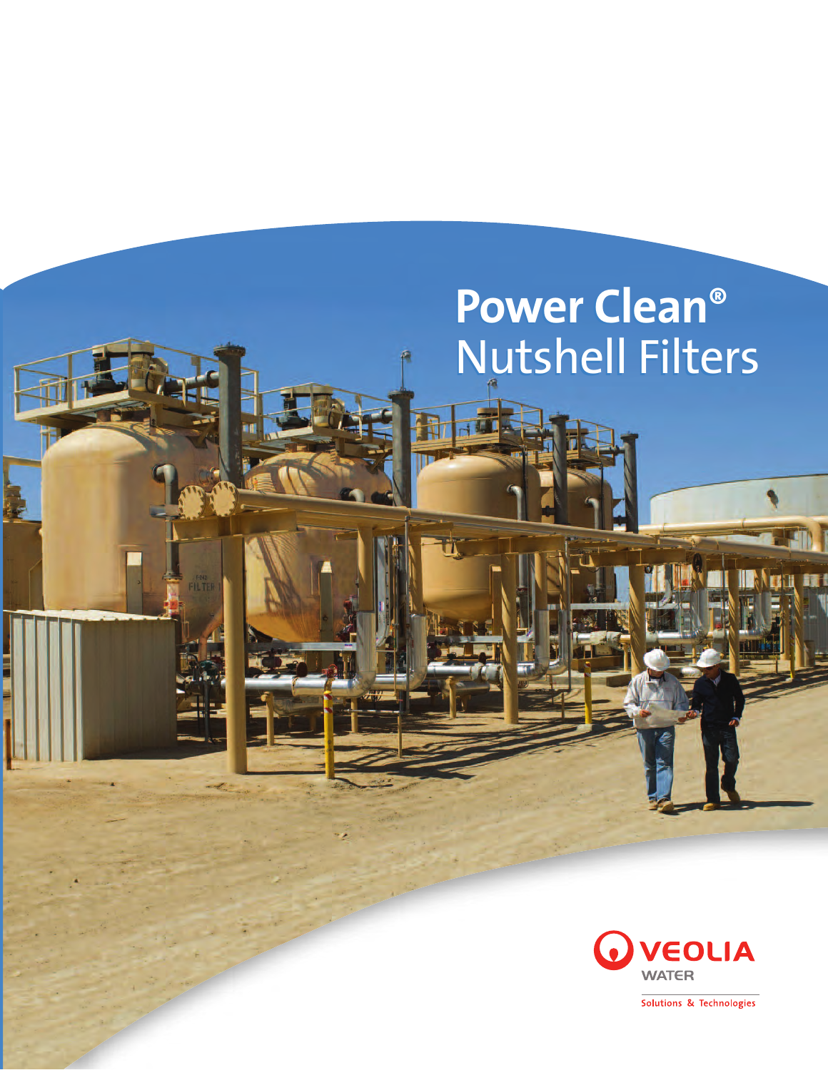# Power Clean® Nutshell Filters

VEOLIA WATER

Solutions & Technologies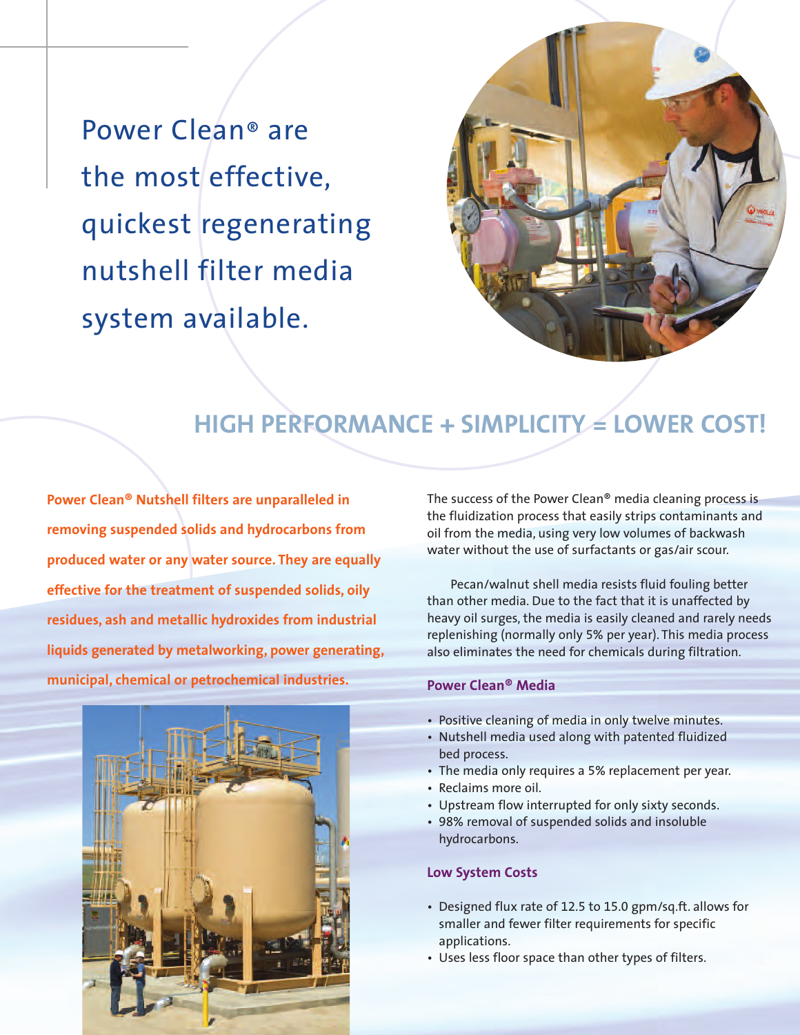Power Clean® are the most effective, quickest regenerating nutshell filter media system available.

## HIGH PERFORMANCE + SIMPLICITY = LOWER COST!

**Power Clean® Nutshell filters are unparalleled in removing suspended solids and hydrocarbons from produced water or any water source. They are equally effective for the treatment of suspended solids, oily residues, ash and metallic hydroxides from industrial liquids generated by metalworking, power generating, municipal, chemical or petrochemical industries.**

The success of the Power Clean® media cleaning process is the fluidization process that easily strips contaminants and oil from the media, using very low volumes of backwash water without the use of surfactants or gas/air scour.

Pecan/walnut shell media resists fluid fouling better than other media. Due to the fact that it is unaffected by heavy oil surges, the media is easily cleaned and rarely needs replenishing (normally only 5% per year). This media process also eliminates the need for chemicals during filtration.

### Power Clean® Media

- Positive cleaning of media in only twelve minutes.
- Nutshell media used along with patented fluidized bed process.
- The media only requires a 5% replacement per year.
- Reclaims more oil.
- Upstream flow interrupted for only sixty seconds.
- 98% removal of suspended solids and insoluble hydrocarbons.

### Low System Costs

- Designed flux rate of 12.5 to 15.0 gpm/sq.ft. allows for smaller and fewer filter requirements for specific applications.
- Uses less floor space than other types of filters.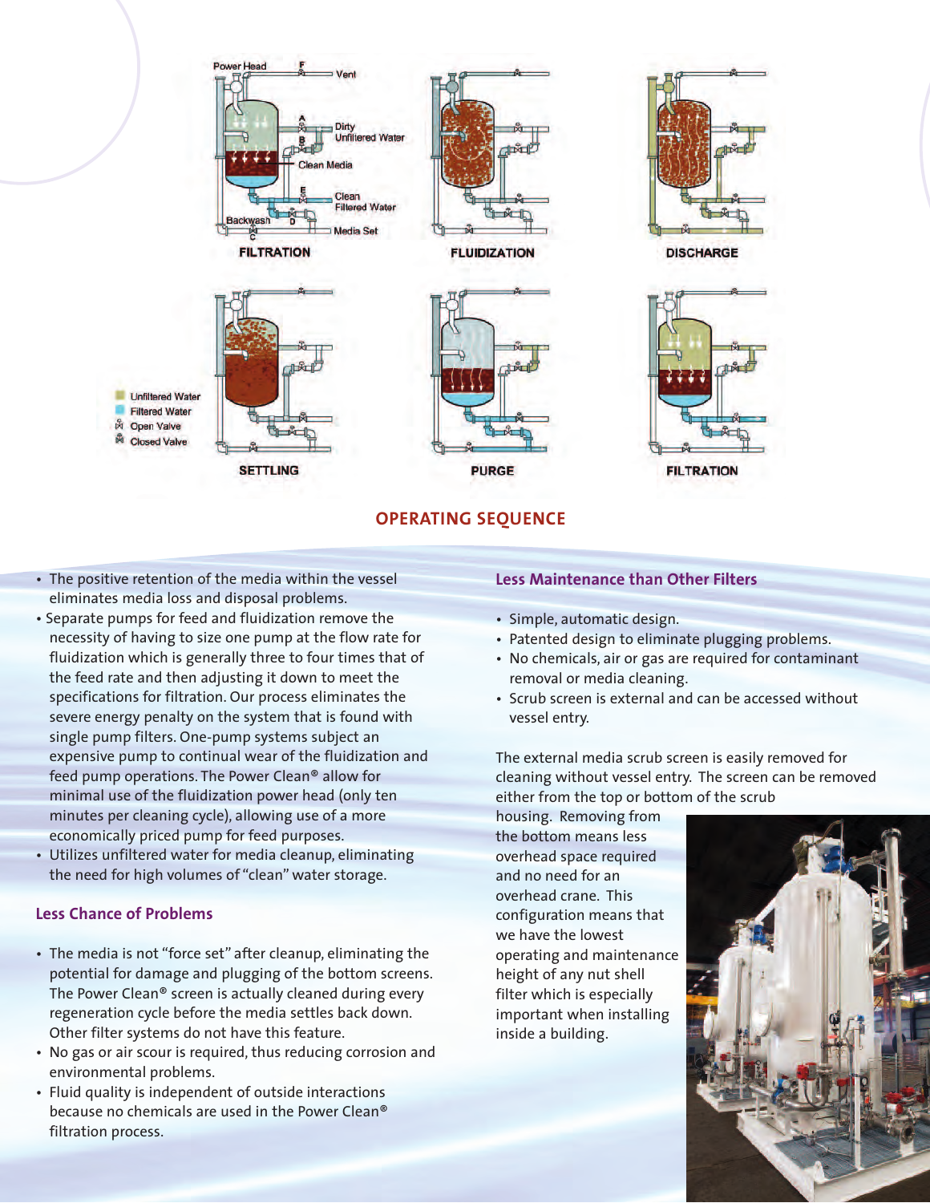## OPERATING SEQUENCE

- The positive retention of the media within the vessel eliminates media loss and disposal problems.
- Separate pumps for feed and fluidization remove the necessity of having to size one pump at the flow rate for fluidization which is generally three to four times that of the feed rate and then adjusting it down to meet the specifications for filtration. Our process eliminates the severe energy penalty on the system that is found with single pump filters. One-pump systems subject an expensive pump to continual wear of the fluidization and feed pump operations. The Power Clean® allow for minimal use of the fluidization power head (only ten minutes per cleaning cycle), allowing use of a more economically priced pump for feed purposes.
- Utilizes unfiltered water for media cleanup, eliminating the need for high volumes of "clean" water storage.

### Less Chance of Problems

- The media is not "force set" after cleanup, eliminating the potential for damage and plugging of the bottom screens. The Power Clean® screen is actually cleaned during every regeneration cycle before the media settles back down. Other filter systems do not have this feature.
- No gas or air scour is required, thus reducing corrosion and environmental problems.
- Fluid quality is independent of outside interactions because no chemicals are used in the Power Clean® filtration process.

### Less Maintenance than Other Filters

- Simple, automatic design.
- Patented design to eliminate plugging problems.
- No chemicals, air or gas are required for contaminant removal or media cleaning.
- Scrub screen is external and can be accessed without vessel entry.

The external media scrub screen is easily removed for cleaning without vessel entry. The screen can be removed either from the top or bottom of the scrub housing. Removing from the bottom means less overhead space required and no need for an overhead crane. This configuration means that we have the lowest operating and maintenance height of any nut shell filter which is especially important when installing inside a building.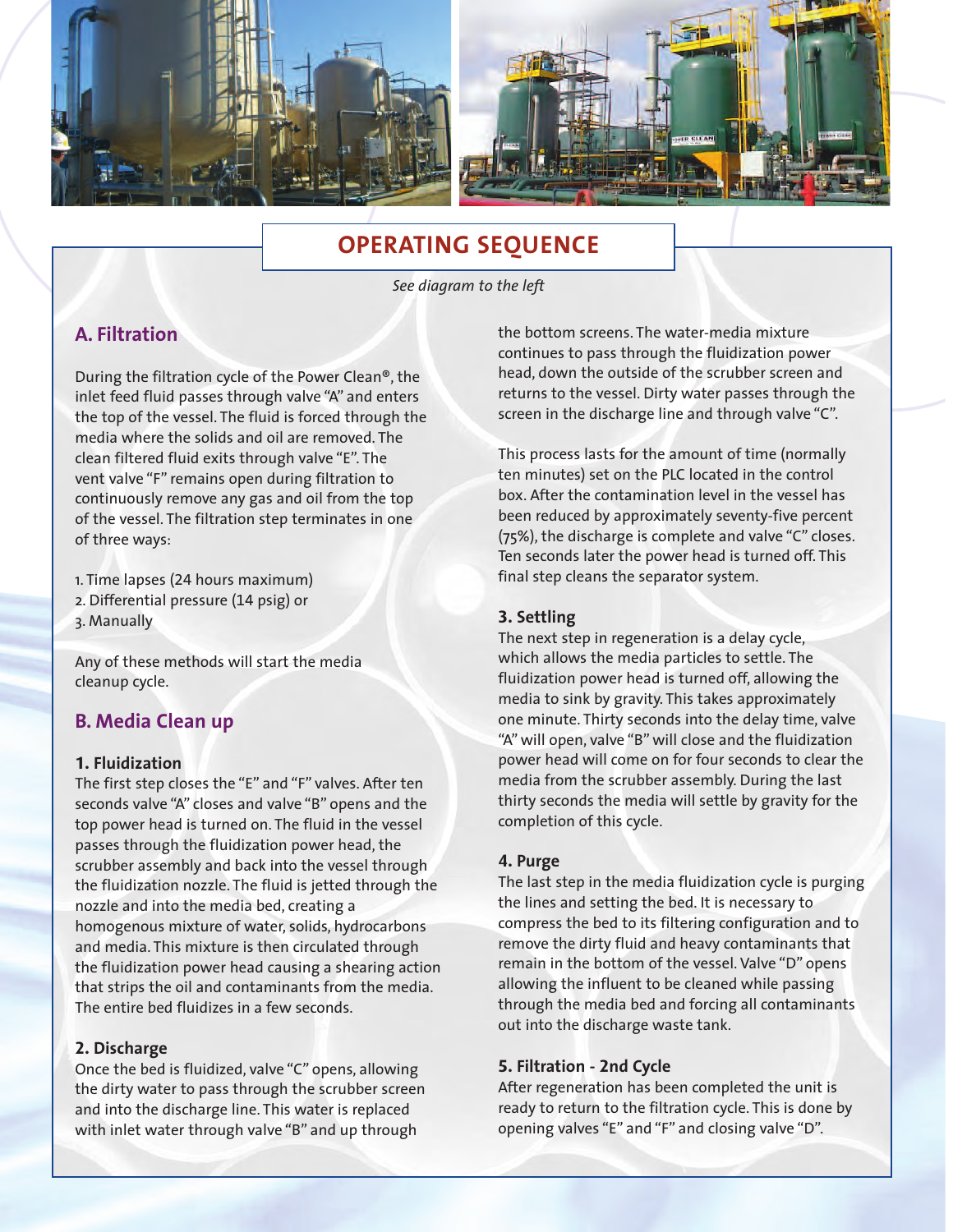# OPERATING SEQUENCE

*See diagram to the left*

## A. Filtration

During the filtration cycle of the Power Clean®, the inlet feed fluid passes through valve "A" and enters the top of the vessel. The fluid is forced through the media where the solids and oil are removed. The clean filtered fluid exits through valve "E". The vent valve "F" remains open during filtration to continuously remove any gas and oil from the top of the vessel. The filtration step terminates in one of three ways:

1. Time lapses (24 hours maximum)
2. Differential pressure (14 psig) or
3. Manually

Any of these methods will start the media cleanup cycle.

## B. Media Clean up

### 1. Fluidization

The first step closes the "E" and "F" valves. After ten seconds valve "A" closes and valve "B" opens and the top power head is turned on. The fluid in the vessel passes through the fluidization power head, the scrubber assembly and back into the vessel through the fluidization nozzle. The fluid is jetted through the nozzle and into the media bed, creating a homogenous mixture of water, solids, hydrocarbons and media. This mixture is then circulated through the fluidization power head causing a shearing action that strips the oil and contaminants from the media. The entire bed fluidizes in a few seconds.

### 2. Discharge

Once the bed is fluidized, valve "C" opens, allowing the dirty water to pass through the scrubber screen and into the discharge line. This water is replaced with inlet water through valve "B" and up through the bottom screens. The water-media mixture continues to pass through the fluidization power head, down the outside of the scrubber screen and returns to the vessel. Dirty water passes through the screen in the discharge line and through valve "C".

This process lasts for the amount of time (normally ten minutes) set on the PLC located in the control box. After the contamination level in the vessel has been reduced by approximately seventy-five percent (75%), the discharge is complete and valve "C" closes. Ten seconds later the power head is turned off. This final step cleans the separator system.

### 3. Settling

The next step in regeneration is a delay cycle, which allows the media particles to settle. The fluidization power head is turned off, allowing the media to sink by gravity. This takes approximately one minute. Thirty seconds into the delay time, valve "A" will open, valve "B" will close and the fluidization power head will come on for four seconds to clear the media from the scrubber assembly. During the last thirty seconds the media will settle by gravity for the completion of this cycle.

### 4. Purge

The last step in the media fluidization cycle is purging the lines and setting the bed. It is necessary to compress the bed to its filtering configuration and to remove the dirty fluid and heavy contaminants that remain in the bottom of the vessel. Valve "D" opens allowing the influent to be cleaned while passing through the media bed and forcing all contaminants out into the discharge waste tank.

### 5. Filtration - 2nd Cycle

After regeneration has been completed the unit is ready to return to the filtration cycle. This is done by opening valves "E" and "F" and closing valve "D".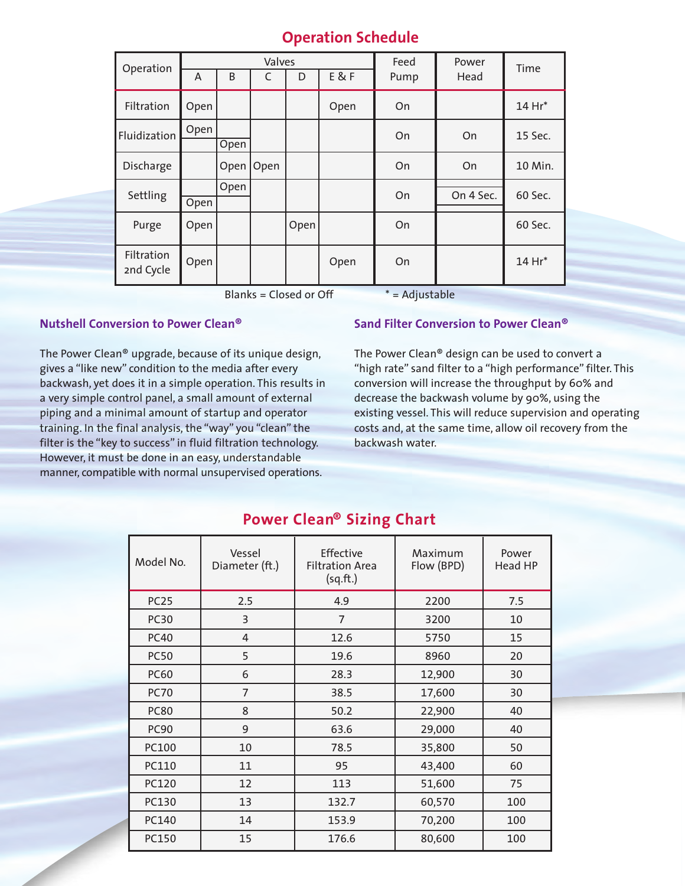## Operation Schedule

| Operation | Valves | | | | | Feed Pump | Power Head | Time |
|---|---|---|---|---|---|---|---|---|
| | A | B | C | D | E & F | | | |
| Filtration | Open | | | | Open | On | | 14 Hr* |
| Fluidization | Open | Open | | | | On | On | 15 Sec. |
| Discharge | | Open | Open | | | On | On | 10 Min. |
| Settling | Open | Open | | | | On | On 4 Sec. | 60 Sec. |
| Purge | Open | | | Open | | On | | 60 Sec. |
| Filtration 2nd Cycle | Open | | | | Open | On | | 14 Hr* |

Blanks = Closed or Off * = Adjustable

### Nutshell Conversion to Power Clean®

The Power Clean® upgrade, because of its unique design, gives a "like new" condition to the media after every backwash, yet does it in a simple operation. This results in a very simple control panel, a small amount of external piping and a minimal amount of startup and operator training. In the final analysis, the "way" you "clean" the filter is the "key to success" in fluid filtration technology. However, it must be done in an easy, understandable manner, compatible with normal unsupervised operations.

### Sand Filter Conversion to Power Clean®

The Power Clean® design can be used to convert a "high rate" sand filter to a "high performance" filter. This conversion will increase the throughput by 60% and decrease the backwash volume by 90%, using the existing vessel. This will reduce supervision and operating costs and, at the same time, allow oil recovery from the backwash water.

## Power Clean® Sizing Chart

| Model No. | Vessel Diameter (ft.) | Effective Filtration Area (sq.ft.) | Maximum Flow (BPD) | Power Head HP |
|---|---|---|---|---|
| PC25 | 2.5 | 4.9 | 2200 | 7.5 |
| PC30 | 3 | 7 | 3200 | 10 |
| PC40 | 4 | 12.6 | 5750 | 15 |
| PC50 | 5 | 19.6 | 8960 | 20 |
| PC60 | 6 | 28.3 | 12,900 | 30 |
| PC70 | 7 | 38.5 | 17,600 | 30 |
| PC80 | 8 | 50.2 | 22,900 | 40 |
| PC90 | 9 | 63.6 | 29,000 | 40 |
| PC100 | 10 | 78.5 | 35,800 | 50 |
| PC110 | 11 | 95 | 43,400 | 60 |
| PC120 | 12 | 113 | 51,600 | 75 |
| PC130 | 13 | 132.7 | 60,570 | 100 |
| PC140 | 14 | 153.9 | 70,200 | 100 |
| PC150 | 15 | 176.6 | 80,600 | 100 |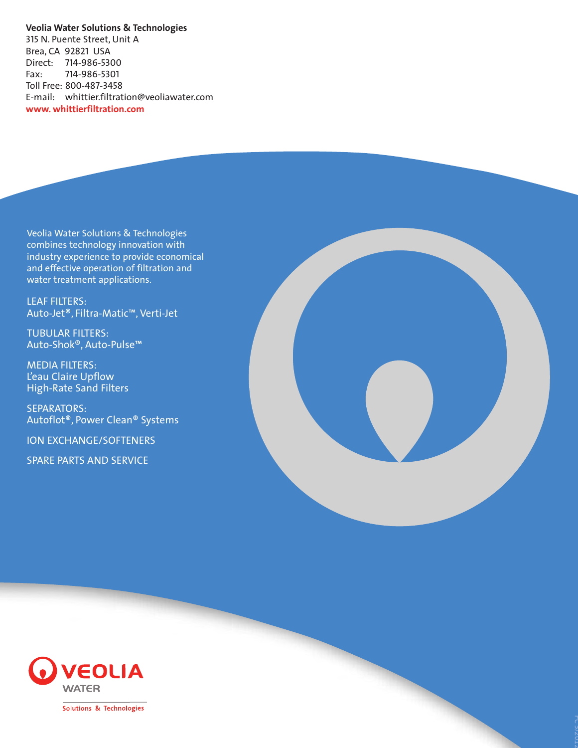**Veolia Water Solutions & Technologies**
315 N. Puente Street, Unit A
Brea, CA 92821 USA
Direct: 714-986-5300
Fax: 714-986-5301
Toll Free: 800-487-3458
E-mail: whittier.filtration@veoliawater.com
**www. whittierfiltration.com**

Veolia Water Solutions & Technologies combines technology innovation with industry experience to provide economical and effective operation of filtration and water treatment applications.

LEAF FILTERS:
Auto-Jet®, Filtra-Matic™, Verti-Jet

TUBULAR FILTERS:
Auto-Shok®, Auto-Pulse™

MEDIA FILTERS:
L'eau Claire Upflow
High-Rate Sand Filters

SEPARATORS:
Autoflot®, Power Clean® Systems

ION EXCHANGE/SOFTENERS

SPARE PARTS AND SERVICE

VEOLIA
WATER
Solutions & Technologies